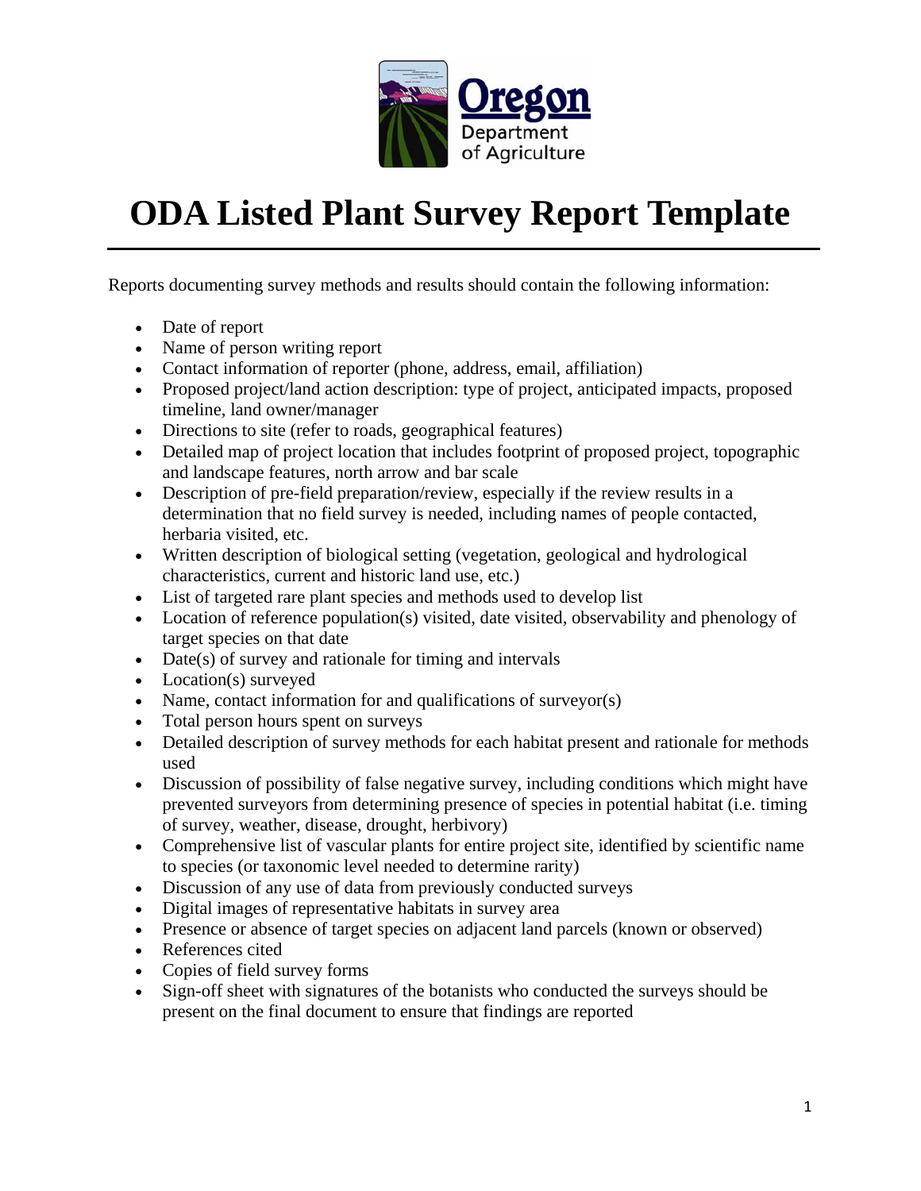# ODA Listed Plant Survey Report Template

Reports documenting survey methods and results should contain the following information:

- Date of report
- Name of person writing report
- Contact information of reporter (phone, address, email, affiliation)
- Proposed project/land action description: type of project, anticipated impacts, proposed timeline, land owner/manager
- Directions to site (refer to roads, geographical features)
- Detailed map of project location that includes footprint of proposed project, topographic and landscape features, north arrow and bar scale
- Description of pre-field preparation/review, especially if the review results in a determination that no field survey is needed, including names of people contacted, herbaria visited, etc.
- Written description of biological setting (vegetation, geological and hydrological characteristics, current and historic land use, etc.)
- List of targeted rare plant species and methods used to develop list
- Location of reference population(s) visited, date visited, observability and phenology of target species on that date
- Date(s) of survey and rationale for timing and intervals
- Location(s) surveyed
- Name, contact information for and qualifications of surveyor(s)
- Total person hours spent on surveys
- Detailed description of survey methods for each habitat present and rationale for methods used
- Discussion of possibility of false negative survey, including conditions which might have prevented surveyors from determining presence of species in potential habitat (i.e. timing of survey, weather, disease, drought, herbivory)
- Comprehensive list of vascular plants for entire project site, identified by scientific name to species (or taxonomic level needed to determine rarity)
- Discussion of any use of data from previously conducted surveys
- Digital images of representative habitats in survey area
- Presence or absence of target species on adjacent land parcels (known or observed)
- References cited
- Copies of field survey forms
- Sign-off sheet with signatures of the botanists who conducted the surveys should be present on the final document to ensure that findings are reported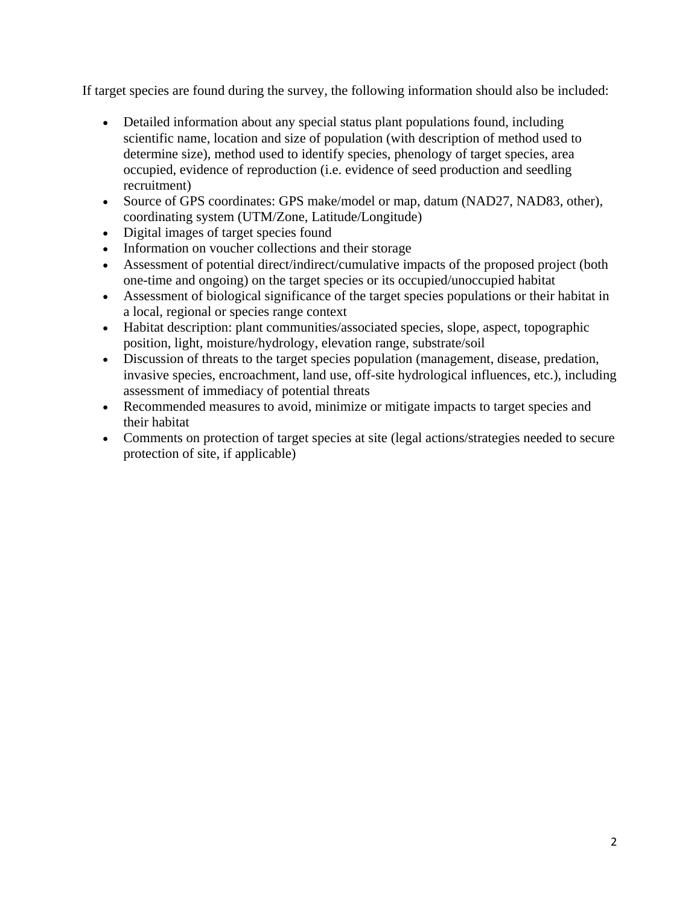If target species are found during the survey, the following information should also be included:

- Detailed information about any special status plant populations found, including scientific name, location and size of population (with description of method used to determine size), method used to identify species, phenology of target species, area occupied, evidence of reproduction (i.e. evidence of seed production and seedling recruitment)
- Source of GPS coordinates: GPS make/model or map, datum (NAD27, NAD83, other), coordinating system (UTM/Zone, Latitude/Longitude)
- Digital images of target species found
- Information on voucher collections and their storage
- Assessment of potential direct/indirect/cumulative impacts of the proposed project (both one-time and ongoing) on the target species or its occupied/unoccupied habitat
- Assessment of biological significance of the target species populations or their habitat in a local, regional or species range context
- Habitat description: plant communities/associated species, slope, aspect, topographic position, light, moisture/hydrology, elevation range, substrate/soil
- Discussion of threats to the target species population (management, disease, predation, invasive species, encroachment, land use, off-site hydrological influences, etc.), including assessment of immediacy of potential threats
- Recommended measures to avoid, minimize or mitigate impacts to target species and their habitat
- Comments on protection of target species at site (legal actions/strategies needed to secure protection of site, if applicable)